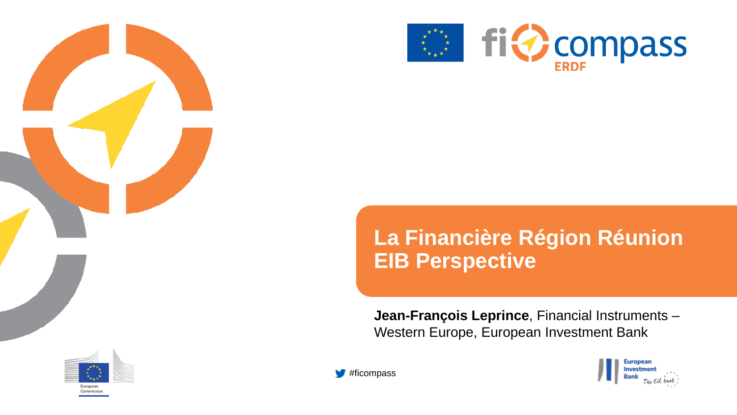# La Financière Région Réunion EIB Perspective

**Jean-François Leprince**, Financial Instruments – Western Europe, European Investment Bank

#ficompass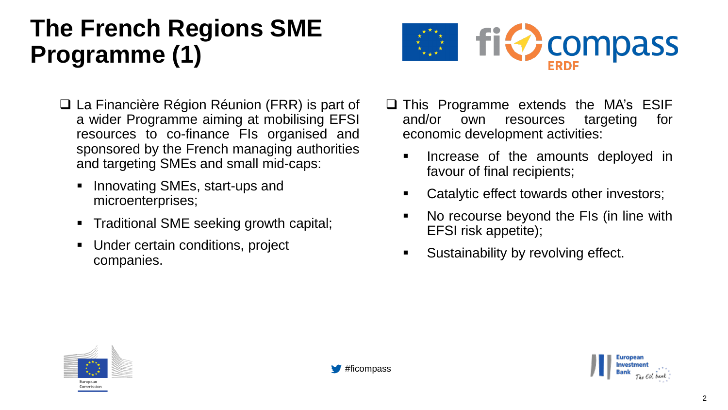# The French Regions SME Programme (1)

- La Financière Région Réunion (FRR) is part of a wider Programme aiming at mobilising EFSI resources to co-finance FIs organised and sponsored by the French managing authorities and targeting SMEs and small mid-caps:
  - Innovating SMEs, start-ups and microenterprises;
  - Traditional SME seeking growth capital;
  - Under certain conditions, project companies.

- This Programme extends the MA's ESIF and/or own resources targeting for economic development activities:
  - Increase of the amounts deployed in favour of final recipients;
  - Catalytic effect towards other investors;
  - No recourse beyond the FIs (in line with EFSI risk appetite);
  - Sustainability by revolving effect.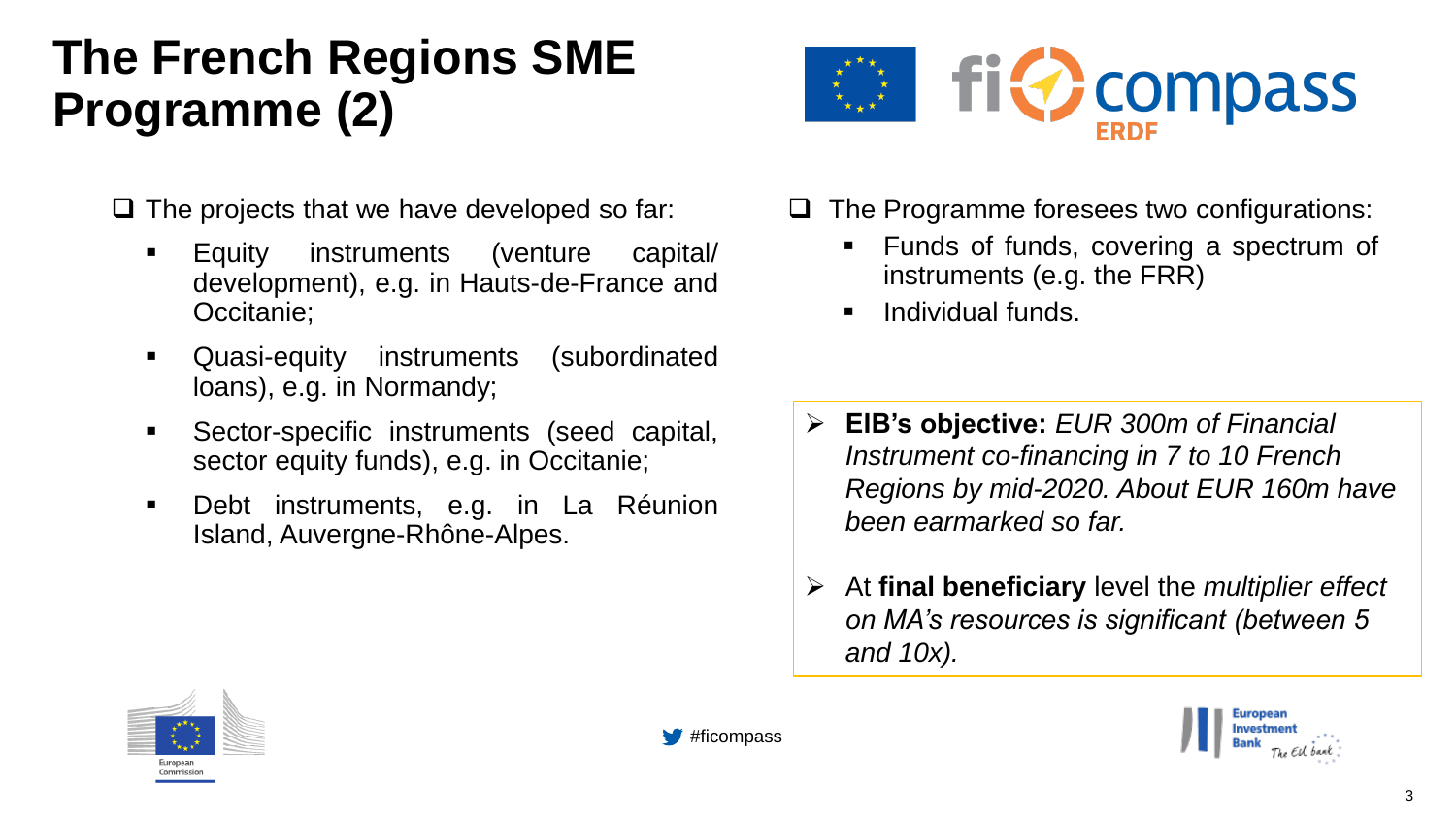# The French Regions SME Programme (2)

- The projects that we have developed so far:
  - Equity instruments (venture capital/ development), e.g. in Hauts-de-France and Occitanie;
  - Quasi-equity instruments (subordinated loans), e.g. in Normandy;
  - Sector-specific instruments (seed capital, sector equity funds), e.g. in Occitanie;
  - Debt instruments, e.g. in La Réunion Island, Auvergne-Rhône-Alpes.

- The Programme foresees two configurations:
  - Funds of funds, covering a spectrum of instruments (e.g. the FRR)
  - Individual funds.

> - **EIB's objective:** *EUR 300m of Financial Instrument co-financing in 7 to 10 French Regions by mid-2020. About EUR 160m have been earmarked so far.*
> - At **final beneficiary** level the *multiplier effect on MA's resources is significant (between 5 and 10x).*

#ficompass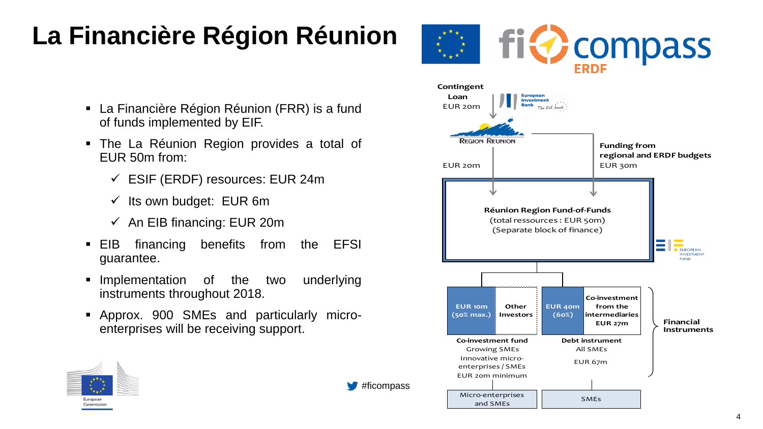# La Financière Région Réunion

- La Financière Région Réunion (FRR) is a fund of funds implemented by EIF.
- The La Réunion Region provides a total of EUR 50m from:
  - ✓ ESIF (ERDF) resources: EUR 24m
  - ✓ Its own budget: EUR 6m
  - ✓ An EIB financing: EUR 20m
- EIB financing benefits from the EFSI guarantee.
- Implementation of the two underlying instruments throughout 2018.
- Approx. 900 SMEs and particularly micro-enterprises will be receiving support.

Contingent Loan
EUR 20m

European Investment Bank – The EU bank

REGION REUNION

EUR 20m

Funding from regional and ERDF budgets
EUR 30m

**Réunion Region Fund-of-Funds**
(total ressources : EUR 50m)
(Separate block of finance)

EUROPEAN INVESTMENT FUND

| EUR 10m (50% max.) | Other Investors | EUR 40m (60%) | Co-investment from the intermediaries EUR 27m |
|---|---|---|---|
| **Co-investment fund** Growing SMEs Innovative micro-enterprises / SMEs EUR 20m minimum | | **Debt instrument** All SMEs EUR 67m | |
| Micro-enterprises and SMEs | | SMEs | |

Financial Instruments

#ficompass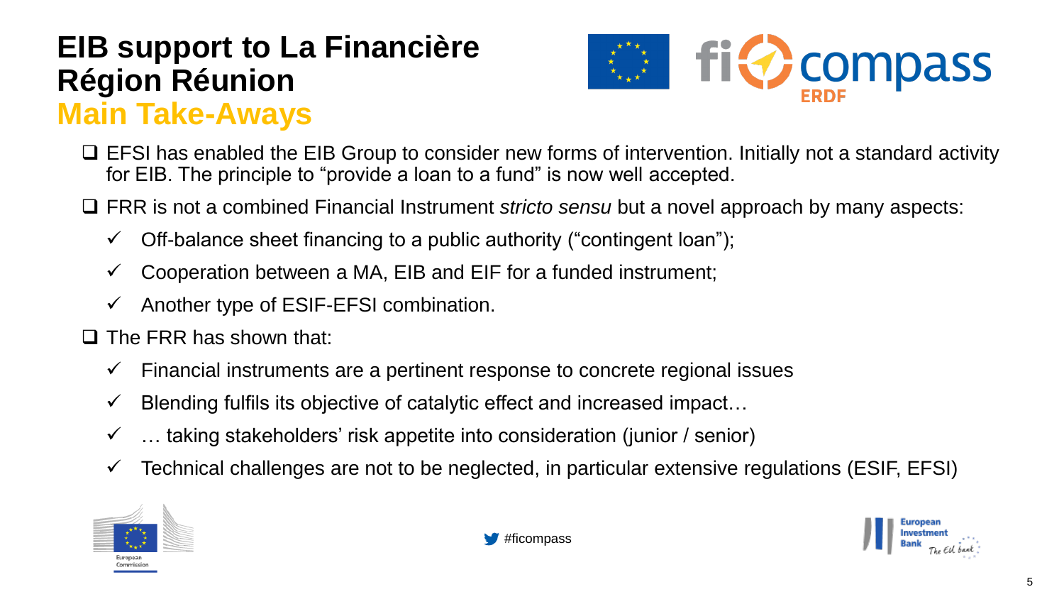# EIB support to La Financière Région Réunion

## Main Take-Aways

- EFSI has enabled the EIB Group to consider new forms of intervention. Initially not a standard activity for EIB. The principle to "provide a loan to a fund" is now well accepted.
- FRR is not a combined Financial Instrument *stricto sensu* but a novel approach by many aspects:
  - ✓ Off-balance sheet financing to a public authority ("contingent loan");
  - ✓ Cooperation between a MA, EIB and EIF for a funded instrument;
  - ✓ Another type of ESIF-EFSI combination.
- The FRR has shown that:
  - ✓ Financial instruments are a pertinent response to concrete regional issues
  - ✓ Blending fulfils its objective of catalytic effect and increased impact…
  - ✓ … taking stakeholders' risk appetite into consideration (junior / senior)
  - ✓ Technical challenges are not to be neglected, in particular extensive regulations (ESIF, EFSI)

#ficompass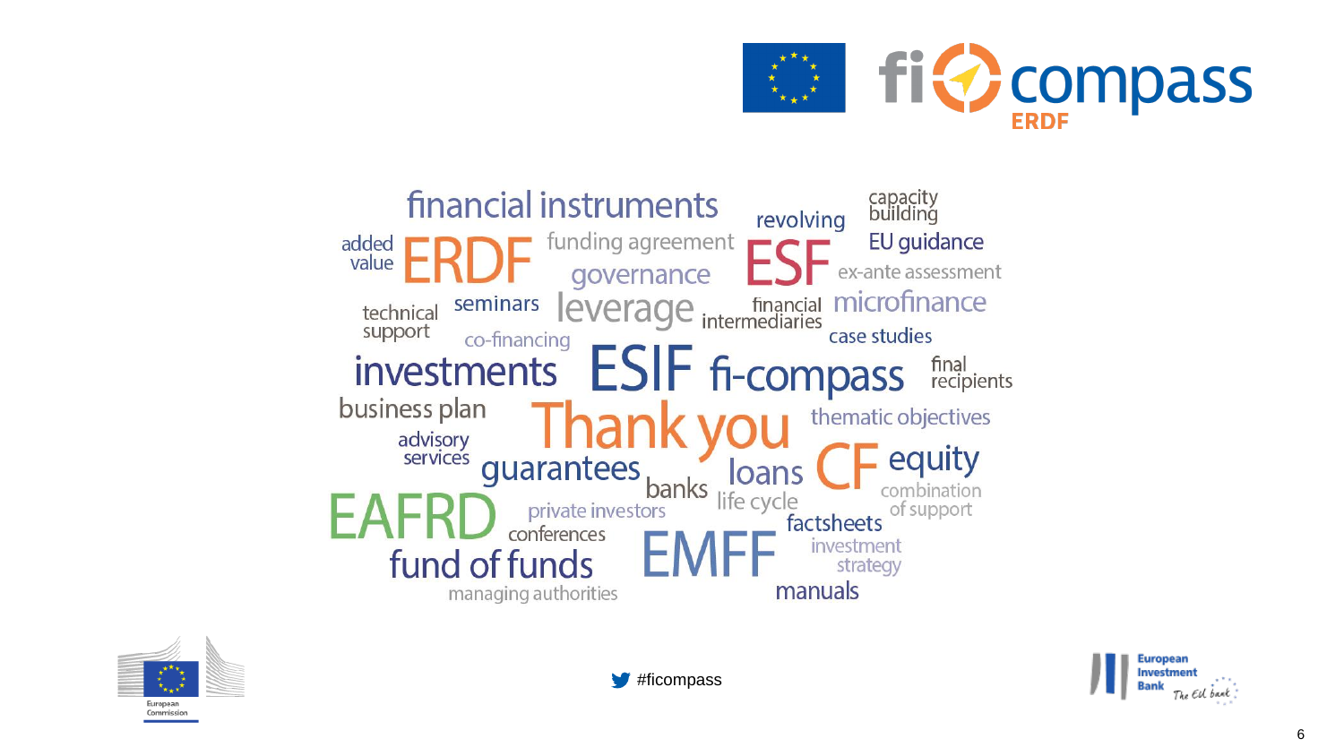fi compass ERDF

financial instruments

revolving

capacity building

added value

ERDF

funding agreement

ESF

EU guidance

governance

ex-ante assessment

technical support

seminars

leverage

financial intermediaries

microfinance

co-financing

case studies

investments

ESIF

fi-compass

final recipients

business plan

Thank you

thematic objectives

advisory services

guarantees

loans

CF

equity

banks

life cycle

combination of support

EAFRD

private investors

factsheets

conferences

EMFF

investment strategy

fund of funds

managing authorities

manuals

European Commission

#ficompass

European Investment Bank — The EU bank